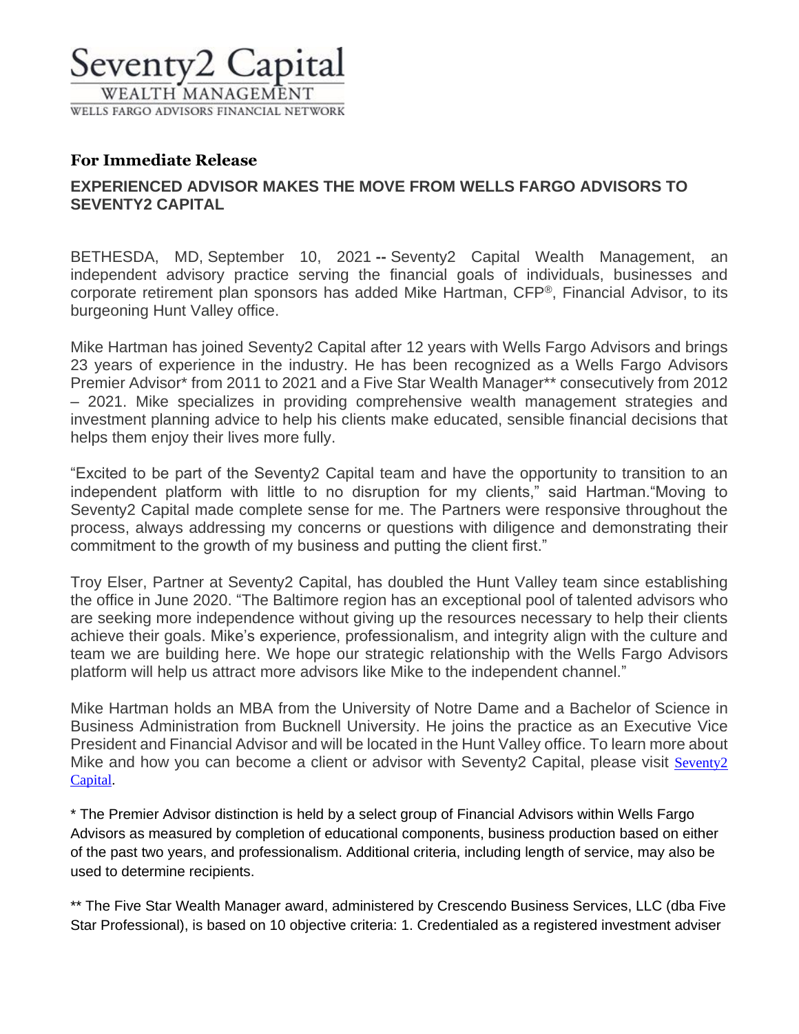Seventy2 Capital
WEALTH MANAGEMENT
WELLS FARGO ADVISORS FINANCIAL NETWORK

**For Immediate Release**

## EXPERIENCED ADVISOR MAKES THE MOVE FROM WELLS FARGO ADVISORS TO SEVENTY2 CAPITAL

BETHESDA, MD, September 10, 2021 **--** Seventy2 Capital Wealth Management, an independent advisory practice serving the financial goals of individuals, businesses and corporate retirement plan sponsors has added Mike Hartman, CFP®, Financial Advisor, to its burgeoning Hunt Valley office.

Mike Hartman has joined Seventy2 Capital after 12 years with Wells Fargo Advisors and brings 23 years of experience in the industry. He has been recognized as a Wells Fargo Advisors Premier Advisor* from 2011 to 2021 and a Five Star Wealth Manager** consecutively from 2012 – 2021. Mike specializes in providing comprehensive wealth management strategies and investment planning advice to help his clients make educated, sensible financial decisions that helps them enjoy their lives more fully.

"Excited to be part of the Seventy2 Capital team and have the opportunity to transition to an independent platform with little to no disruption for my clients," said Hartman."Moving to Seventy2 Capital made complete sense for me. The Partners were responsive throughout the process, always addressing my concerns or questions with diligence and demonstrating their commitment to the growth of my business and putting the client first."

Troy Elser, Partner at Seventy2 Capital, has doubled the Hunt Valley team since establishing the office in June 2020. "The Baltimore region has an exceptional pool of talented advisors who are seeking more independence without giving up the resources necessary to help their clients achieve their goals. Mike's experience, professionalism, and integrity align with the culture and team we are building here. We hope our strategic relationship with the Wells Fargo Advisors platform will help us attract more advisors like Mike to the independent channel."

Mike Hartman holds an MBA from the University of Notre Dame and a Bachelor of Science in Business Administration from Bucknell University. He joins the practice as an Executive Vice President and Financial Advisor and will be located in the Hunt Valley office. To learn more about Mike and how you can become a client or advisor with Seventy2 Capital, please visit Seventy2 Capital.

* The Premier Advisor distinction is held by a select group of Financial Advisors within Wells Fargo Advisors as measured by completion of educational components, business production based on either of the past two years, and professionalism. Additional criteria, including length of service, may also be used to determine recipients.

** The Five Star Wealth Manager award, administered by Crescendo Business Services, LLC (dba Five Star Professional), is based on 10 objective criteria: 1. Credentialed as a registered investment adviser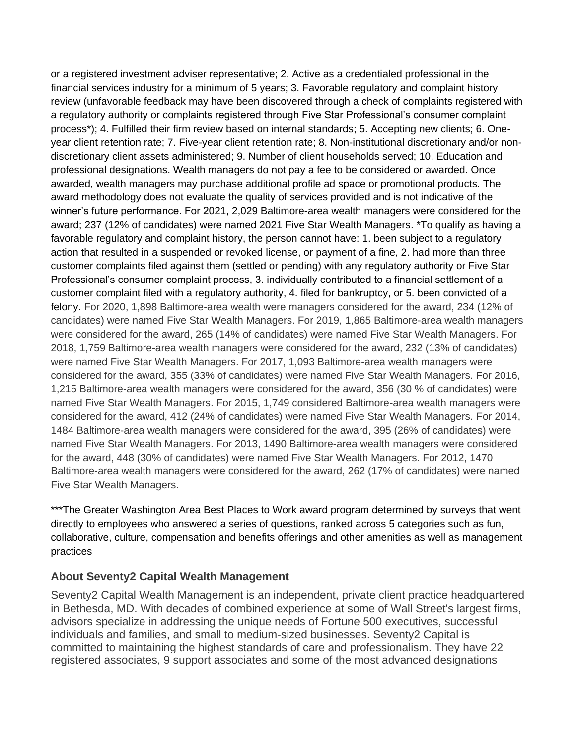or a registered investment adviser representative; 2. Active as a credentialed professional in the financial services industry for a minimum of 5 years; 3. Favorable regulatory and complaint history review (unfavorable feedback may have been discovered through a check of complaints registered with a regulatory authority or complaints registered through Five Star Professional's consumer complaint process*); 4. Fulfilled their firm review based on internal standards; 5. Accepting new clients; 6. One-year client retention rate; 7. Five-year client retention rate; 8. Non-institutional discretionary and/or non-discretionary client assets administered; 9. Number of client households served; 10. Education and professional designations. Wealth managers do not pay a fee to be considered or awarded. Once awarded, wealth managers may purchase additional profile ad space or promotional products. The award methodology does not evaluate the quality of services provided and is not indicative of the winner's future performance. For 2021, 2,029 Baltimore-area wealth managers were considered for the award; 237 (12% of candidates) were named 2021 Five Star Wealth Managers. *To qualify as having a favorable regulatory and complaint history, the person cannot have: 1. been subject to a regulatory action that resulted in a suspended or revoked license, or payment of a fine, 2. had more than three customer complaints filed against them (settled or pending) with any regulatory authority or Five Star Professional's consumer complaint process, 3. individually contributed to a financial settlement of a customer complaint filed with a regulatory authority, 4. filed for bankruptcy, or 5. been convicted of a felony. For 2020, 1,898 Baltimore-area wealth were managers considered for the award, 234 (12% of candidates) were named Five Star Wealth Managers. For 2019, 1,865 Baltimore-area wealth managers were considered for the award, 265 (14% of candidates) were named Five Star Wealth Managers. For 2018, 1,759 Baltimore-area wealth managers were considered for the award, 232 (13% of candidates) were named Five Star Wealth Managers. For 2017, 1,093 Baltimore-area wealth managers were considered for the award, 355 (33% of candidates) were named Five Star Wealth Managers. For 2016, 1,215 Baltimore-area wealth managers were considered for the award, 356 (30 % of candidates) were named Five Star Wealth Managers. For 2015, 1,749 considered Baltimore-area wealth managers were considered for the award, 412 (24% of candidates) were named Five Star Wealth Managers. For 2014, 1484 Baltimore-area wealth managers were considered for the award, 395 (26% of candidates) were named Five Star Wealth Managers. For 2013, 1490 Baltimore-area wealth managers were considered for the award, 448 (30% of candidates) were named Five Star Wealth Managers. For 2012, 1470 Baltimore-area wealth managers were considered for the award, 262 (17% of candidates) were named Five Star Wealth Managers.

***The Greater Washington Area Best Places to Work award program determined by surveys that went directly to employees who answered a series of questions, ranked across 5 categories such as fun, collaborative, culture, compensation and benefits offerings and other amenities as well as management practices

### About Seventy2 Capital Wealth Management

Seventy2 Capital Wealth Management is an independent, private client practice headquartered in Bethesda, MD. With decades of combined experience at some of Wall Street's largest firms, advisors specialize in addressing the unique needs of Fortune 500 executives, successful individuals and families, and small to medium-sized businesses. Seventy2 Capital is committed to maintaining the highest standards of care and professionalism. They have 22 registered associates, 9 support associates and some of the most advanced designations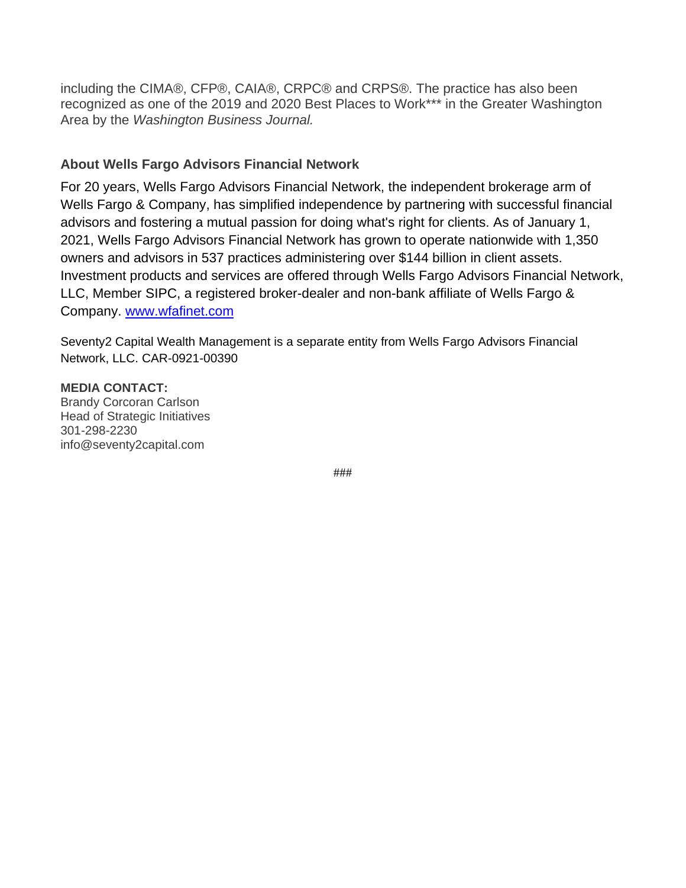including the CIMA®, CFP®, CAIA®, CRPC® and CRPS®. The practice has also been recognized as one of the 2019 and 2020 Best Places to Work*** in the Greater Washington Area by the *Washington Business Journal.*

### About Wells Fargo Advisors Financial Network

For 20 years, Wells Fargo Advisors Financial Network, the independent brokerage arm of Wells Fargo & Company, has simplified independence by partnering with successful financial advisors and fostering a mutual passion for doing what's right for clients. As of January 1, 2021, Wells Fargo Advisors Financial Network has grown to operate nationwide with 1,350 owners and advisors in 537 practices administering over $144 billion in client assets. Investment products and services are offered through Wells Fargo Advisors Financial Network, LLC, Member SIPC, a registered broker-dealer and non-bank affiliate of Wells Fargo & Company. [www.wfafinet.com](http://www.wfafinet.com)

Seventy2 Capital Wealth Management is a separate entity from Wells Fargo Advisors Financial Network, LLC. CAR-0921-00390

**MEDIA CONTACT:**
Brandy Corcoran Carlson
Head of Strategic Initiatives
301-298-2230
info@seventy2capital.com

###